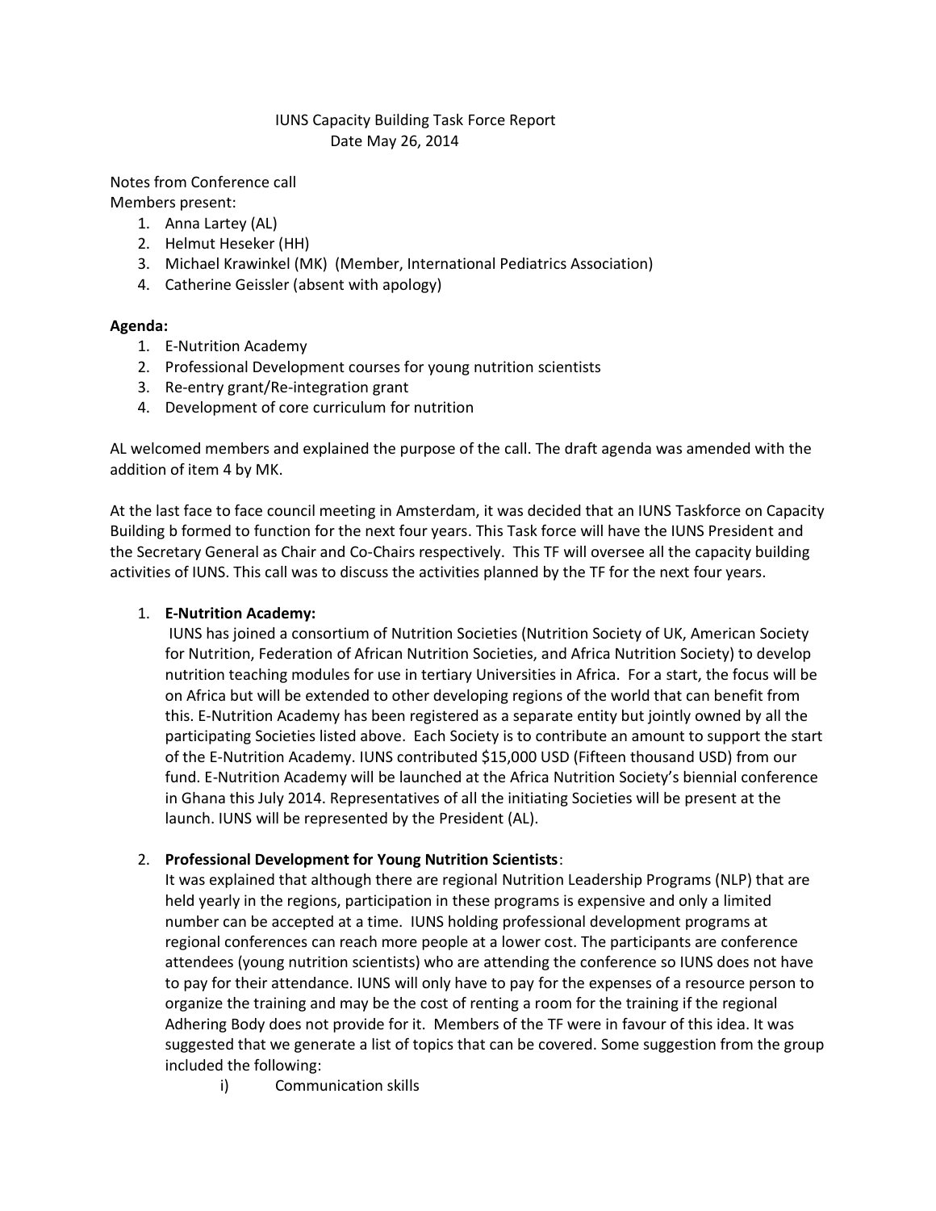IUNS Capacity Building Task Force Report
Date May 26, 2014

Notes from Conference call
Members present:

1. Anna Lartey (AL)
2. Helmut Heseker (HH)
3. Michael Krawinkel (MK) (Member, International Pediatrics Association)
4. Catherine Geissler (absent with apology)

**Agenda:**

1. E-Nutrition Academy
2. Professional Development courses for young nutrition scientists
3. Re-entry grant/Re-integration grant
4. Development of core curriculum for nutrition

AL welcomed members and explained the purpose of the call. The draft agenda was amended with the addition of item 4 by MK.

At the last face to face council meeting in Amsterdam, it was decided that an IUNS Taskforce on Capacity Building b formed to function for the next four years. This Task force will have the IUNS President and the Secretary General as Chair and Co-Chairs respectively. This TF will oversee all the capacity building activities of IUNS. This call was to discuss the activities planned by the TF for the next four years.

1. **E-Nutrition Academy:**
   IUNS has joined a consortium of Nutrition Societies (Nutrition Society of UK, American Society for Nutrition, Federation of African Nutrition Societies, and Africa Nutrition Society) to develop nutrition teaching modules for use in tertiary Universities in Africa. For a start, the focus will be on Africa but will be extended to other developing regions of the world that can benefit from this. E-Nutrition Academy has been registered as a separate entity but jointly owned by all the participating Societies listed above. Each Society is to contribute an amount to support the start of the E-Nutrition Academy. IUNS contributed $15,000 USD (Fifteen thousand USD) from our fund. E-Nutrition Academy will be launched at the Africa Nutrition Society's biennial conference in Ghana this July 2014. Representatives of all the initiating Societies will be present at the launch. IUNS will be represented by the President (AL).

2. **Professional Development for Young Nutrition Scientists**:
   It was explained that although there are regional Nutrition Leadership Programs (NLP) that are held yearly in the regions, participation in these programs is expensive and only a limited number can be accepted at a time. IUNS holding professional development programs at regional conferences can reach more people at a lower cost. The participants are conference attendees (young nutrition scientists) who are attending the conference so IUNS does not have to pay for their attendance. IUNS will only have to pay for the expenses of a resource person to organize the training and may be the cost of renting a room for the training if the regional Adhering Body does not provide for it. Members of the TF were in favour of this idea. It was suggested that we generate a list of topics that can be covered. Some suggestion from the group included the following:
   
   i) Communication skills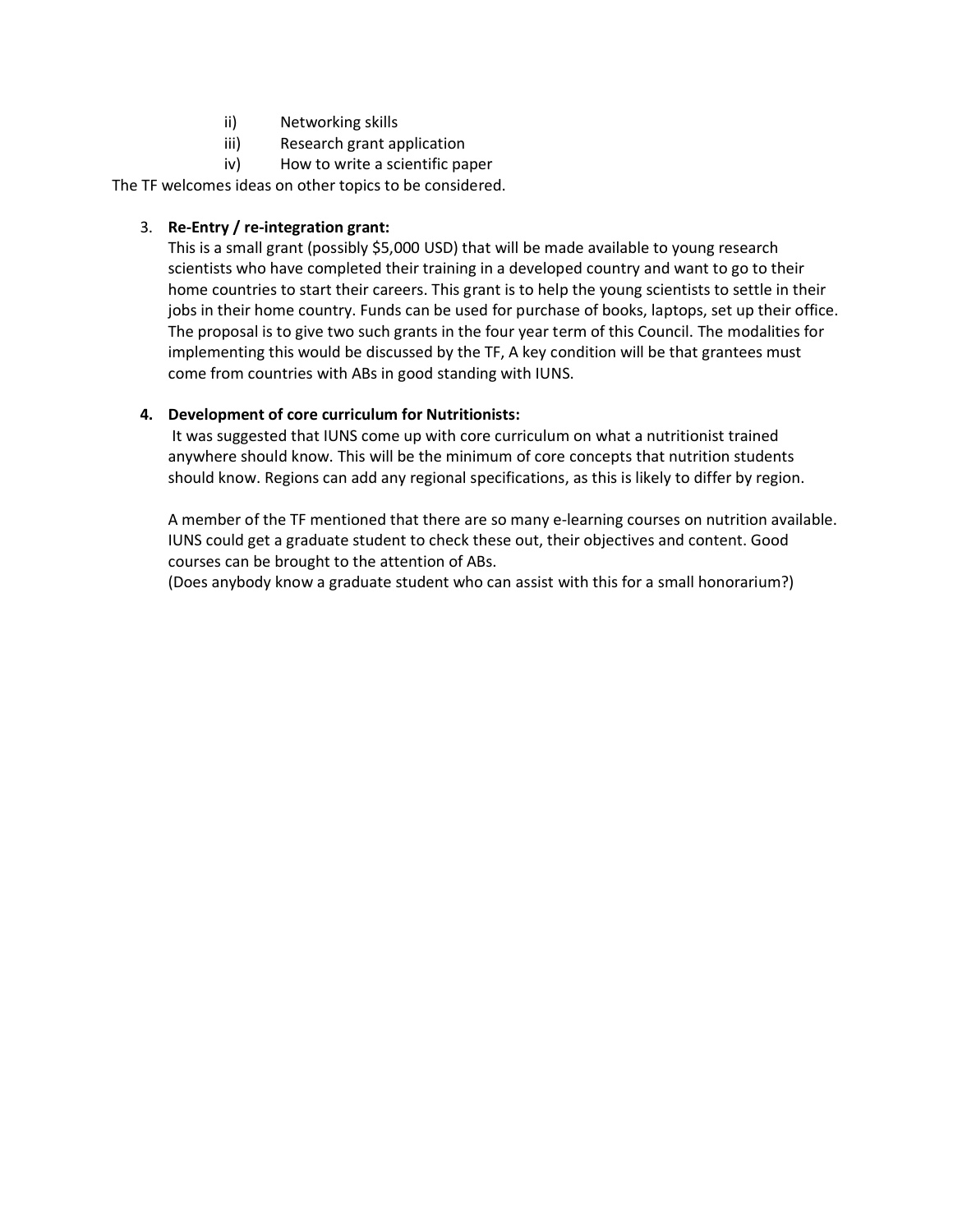ii) Networking skills
iii) Research grant application
iv) How to write a scientific paper

The TF welcomes ideas on other topics to be considered.

3. **Re-Entry / re-integration grant:**
   This is a small grant (possibly $5,000 USD) that will be made available to young research scientists who have completed their training in a developed country and want to go to their home countries to start their careers. This grant is to help the young scientists to settle in their jobs in their home country. Funds can be used for purchase of books, laptops, set up their office. The proposal is to give two such grants in the four year term of this Council. The modalities for implementing this would be discussed by the TF, A key condition will be that grantees must come from countries with ABs in good standing with IUNS.

4. **Development of core curriculum for Nutritionists:**
   It was suggested that IUNS come up with core curriculum on what a nutritionist trained anywhere should know. This will be the minimum of core concepts that nutrition students should know. Regions can add any regional specifications, as this is likely to differ by region.

   A member of the TF mentioned that there are so many e-learning courses on nutrition available. IUNS could get a graduate student to check these out, their objectives and content. Good courses can be brought to the attention of ABs.
   (Does anybody know a graduate student who can assist with this for a small honorarium?)